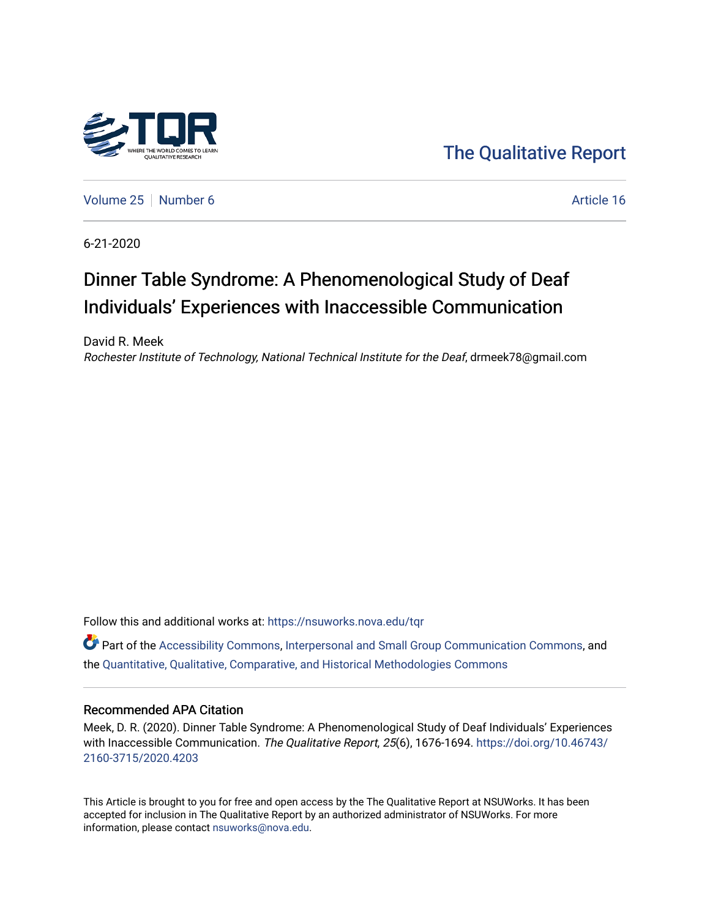The Qualitative Report

Volume 25 | Number 6 | Article 16

6-21-2020

# Dinner Table Syndrome: A Phenomenological Study of Deaf Individuals' Experiences with Inaccessible Communication

David R. Meek
*Rochester Institute of Technology, National Technical Institute for the Deaf*, drmeek78@gmail.com

Follow this and additional works at: https://nsuworks.nova.edu/tqr

Part of the Accessibility Commons, Interpersonal and Small Group Communication Commons, and the Quantitative, Qualitative, Comparative, and Historical Methodologies Commons

## Recommended APA Citation

Meek, D. R. (2020). Dinner Table Syndrome: A Phenomenological Study of Deaf Individuals' Experiences with Inaccessible Communication. *The Qualitative Report*, *25*(6), 1676-1694. https://doi.org/10.46743/2160-3715/2020.4203

This Article is brought to you for free and open access by the The Qualitative Report at NSUWorks. It has been accepted for inclusion in The Qualitative Report by an authorized administrator of NSUWorks. For more information, please contact nsuworks@nova.edu.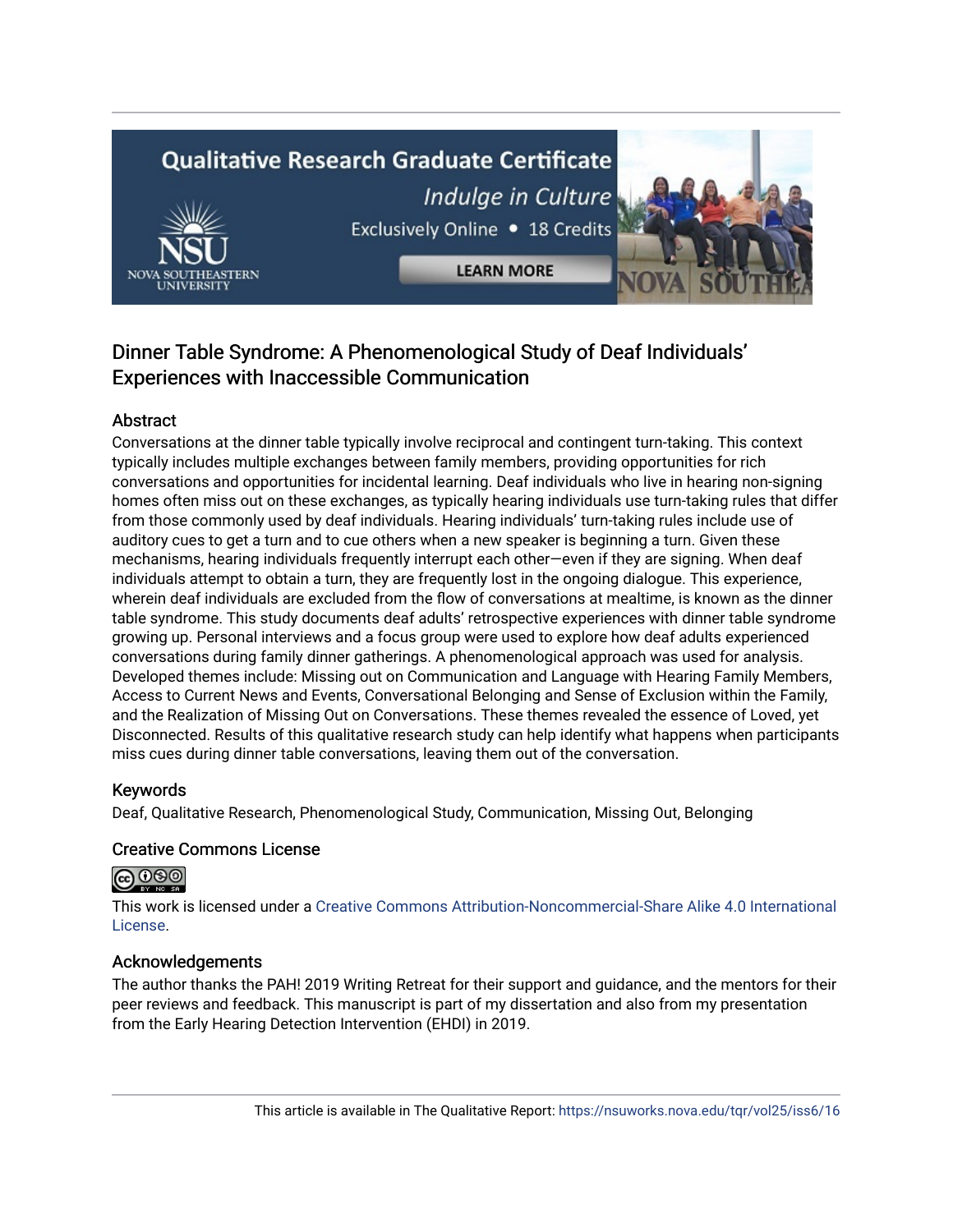# Dinner Table Syndrome: A Phenomenological Study of Deaf Individuals' Experiences with Inaccessible Communication

## Abstract

Conversations at the dinner table typically involve reciprocal and contingent turn-taking. This context typically includes multiple exchanges between family members, providing opportunities for rich conversations and opportunities for incidental learning. Deaf individuals who live in hearing non-signing homes often miss out on these exchanges, as typically hearing individuals use turn-taking rules that differ from those commonly used by deaf individuals. Hearing individuals' turn-taking rules include use of auditory cues to get a turn and to cue others when a new speaker is beginning a turn. Given these mechanisms, hearing individuals frequently interrupt each other—even if they are signing. When deaf individuals attempt to obtain a turn, they are frequently lost in the ongoing dialogue. This experience, wherein deaf individuals are excluded from the flow of conversations at mealtime, is known as the dinner table syndrome. This study documents deaf adults' retrospective experiences with dinner table syndrome growing up. Personal interviews and a focus group were used to explore how deaf adults experienced conversations during family dinner gatherings. A phenomenological approach was used for analysis. Developed themes include: Missing out on Communication and Language with Hearing Family Members, Access to Current News and Events, Conversational Belonging and Sense of Exclusion within the Family, and the Realization of Missing Out on Conversations. These themes revealed the essence of Loved, yet Disconnected. Results of this qualitative research study can help identify what happens when participants miss cues during dinner table conversations, leaving them out of the conversation.

## Keywords

Deaf, Qualitative Research, Phenomenological Study, Communication, Missing Out, Belonging

## Creative Commons License

This work is licensed under a Creative Commons Attribution-Noncommercial-Share Alike 4.0 International License.

## Acknowledgements

The author thanks the PAH! 2019 Writing Retreat for their support and guidance, and the mentors for their peer reviews and feedback. This manuscript is part of my dissertation and also from my presentation from the Early Hearing Detection Intervention (EHDI) in 2019.

This article is available in The Qualitative Report: https://nsuworks.nova.edu/tqr/vol25/iss6/16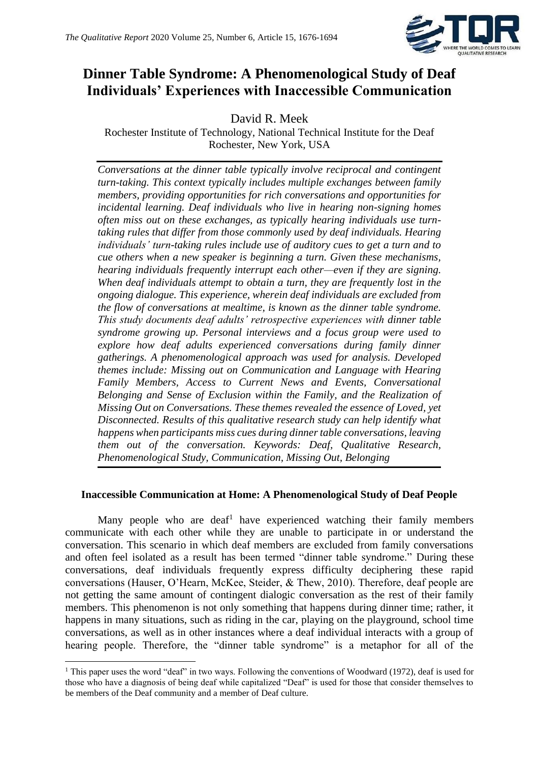# Dinner Table Syndrome: A Phenomenological Study of Deaf Individuals' Experiences with Inaccessible Communication

David R. Meek

Rochester Institute of Technology, National Technical Institute for the Deaf
Rochester, New York, USA

*Conversations at the dinner table typically involve reciprocal and contingent turn-taking. This context typically includes multiple exchanges between family members, providing opportunities for rich conversations and opportunities for incidental learning. Deaf individuals who live in hearing non-signing homes often miss out on these exchanges, as typically hearing individuals use turn-taking rules that differ from those commonly used by deaf individuals. Hearing individuals' turn-taking rules include use of auditory cues to get a turn and to cue others when a new speaker is beginning a turn. Given these mechanisms, hearing individuals frequently interrupt each other—even if they are signing. When deaf individuals attempt to obtain a turn, they are frequently lost in the ongoing dialogue. This experience, wherein deaf individuals are excluded from the flow of conversations at mealtime, is known as the dinner table syndrome. This study documents deaf adults' retrospective experiences with dinner table syndrome growing up. Personal interviews and a focus group were used to explore how deaf adults experienced conversations during family dinner gatherings. A phenomenological approach was used for analysis. Developed themes include: Missing out on Communication and Language with Hearing Family Members, Access to Current News and Events, Conversational Belonging and Sense of Exclusion within the Family, and the Realization of Missing Out on Conversations. These themes revealed the essence of Loved, yet Disconnected. Results of this qualitative research study can help identify what happens when participants miss cues during dinner table conversations, leaving them out of the conversation. Keywords: Deaf, Qualitative Research, Phenomenological Study, Communication, Missing Out, Belonging*

## Inaccessible Communication at Home: A Phenomenological Study of Deaf People

Many people who are deaf[1] have experienced watching their family members communicate with each other while they are unable to participate in or understand the conversation. This scenario in which deaf members are excluded from family conversations and often feel isolated as a result has been termed "dinner table syndrome." During these conversations, deaf individuals frequently express difficulty deciphering these rapid conversations (Hauser, O'Hearn, McKee, Steider, & Thew, 2010). Therefore, deaf people are not getting the same amount of contingent dialogic conversation as the rest of their family members. This phenomenon is not only something that happens during dinner time; rather, it happens in many situations, such as riding in the car, playing on the playground, school time conversations, as well as in other instances where a deaf individual interacts with a group of hearing people. Therefore, the "dinner table syndrome" is a metaphor for all of the

[1] This paper uses the word "deaf" in two ways. Following the conventions of Woodward (1972), deaf is used for those who have a diagnosis of being deaf while capitalized "Deaf" is used for those that consider themselves to be members of the Deaf community and a member of Deaf culture.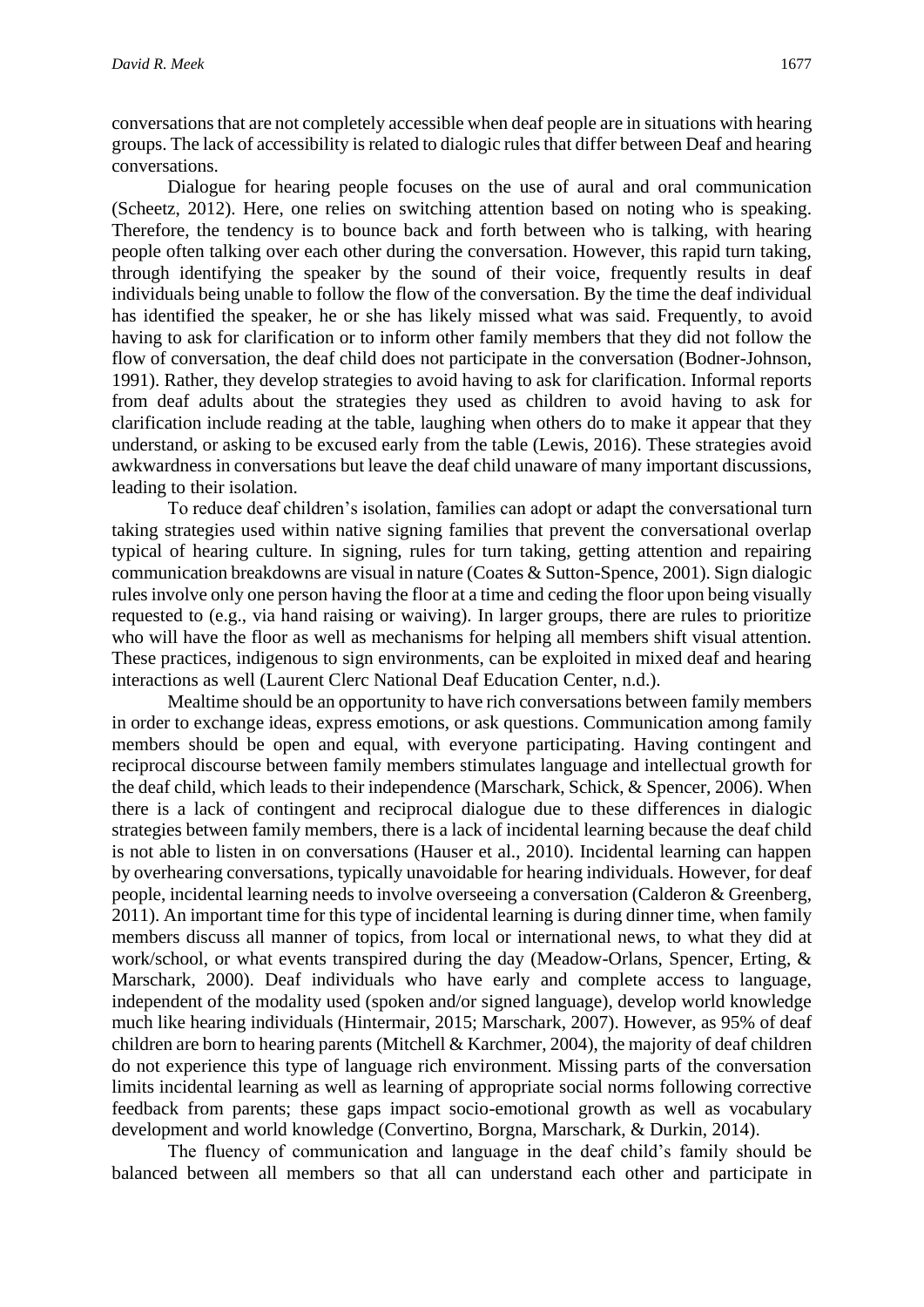conversations that are not completely accessible when deaf people are in situations with hearing groups. The lack of accessibility is related to dialogic rules that differ between Deaf and hearing conversations.

Dialogue for hearing people focuses on the use of aural and oral communication (Scheetz, 2012). Here, one relies on switching attention based on noting who is speaking. Therefore, the tendency is to bounce back and forth between who is talking, with hearing people often talking over each other during the conversation. However, this rapid turn taking, through identifying the speaker by the sound of their voice, frequently results in deaf individuals being unable to follow the flow of the conversation. By the time the deaf individual has identified the speaker, he or she has likely missed what was said. Frequently, to avoid having to ask for clarification or to inform other family members that they did not follow the flow of conversation, the deaf child does not participate in the conversation (Bodner-Johnson, 1991). Rather, they develop strategies to avoid having to ask for clarification. Informal reports from deaf adults about the strategies they used as children to avoid having to ask for clarification include reading at the table, laughing when others do to make it appear that they understand, or asking to be excused early from the table (Lewis, 2016). These strategies avoid awkwardness in conversations but leave the deaf child unaware of many important discussions, leading to their isolation.

To reduce deaf children's isolation, families can adopt or adapt the conversational turn taking strategies used within native signing families that prevent the conversational overlap typical of hearing culture. In signing, rules for turn taking, getting attention and repairing communication breakdowns are visual in nature (Coates & Sutton-Spence, 2001). Sign dialogic rules involve only one person having the floor at a time and ceding the floor upon being visually requested to (e.g., via hand raising or waiving). In larger groups, there are rules to prioritize who will have the floor as well as mechanisms for helping all members shift visual attention. These practices, indigenous to sign environments, can be exploited in mixed deaf and hearing interactions as well (Laurent Clerc National Deaf Education Center, n.d.).

Mealtime should be an opportunity to have rich conversations between family members in order to exchange ideas, express emotions, or ask questions. Communication among family members should be open and equal, with everyone participating. Having contingent and reciprocal discourse between family members stimulates language and intellectual growth for the deaf child, which leads to their independence (Marschark, Schick, & Spencer, 2006). When there is a lack of contingent and reciprocal dialogue due to these differences in dialogic strategies between family members, there is a lack of incidental learning because the deaf child is not able to listen in on conversations (Hauser et al., 2010). Incidental learning can happen by overhearing conversations, typically unavoidable for hearing individuals. However, for deaf people, incidental learning needs to involve overseeing a conversation (Calderon & Greenberg, 2011). An important time for this type of incidental learning is during dinner time, when family members discuss all manner of topics, from local or international news, to what they did at work/school, or what events transpired during the day (Meadow-Orlans, Spencer, Erting, & Marschark, 2000). Deaf individuals who have early and complete access to language, independent of the modality used (spoken and/or signed language), develop world knowledge much like hearing individuals (Hintermair, 2015; Marschark, 2007). However, as 95% of deaf children are born to hearing parents (Mitchell & Karchmer, 2004), the majority of deaf children do not experience this type of language rich environment. Missing parts of the conversation limits incidental learning as well as learning of appropriate social norms following corrective feedback from parents; these gaps impact socio-emotional growth as well as vocabulary development and world knowledge (Convertino, Borgna, Marschark, & Durkin, 2014).

The fluency of communication and language in the deaf child's family should be balanced between all members so that all can understand each other and participate in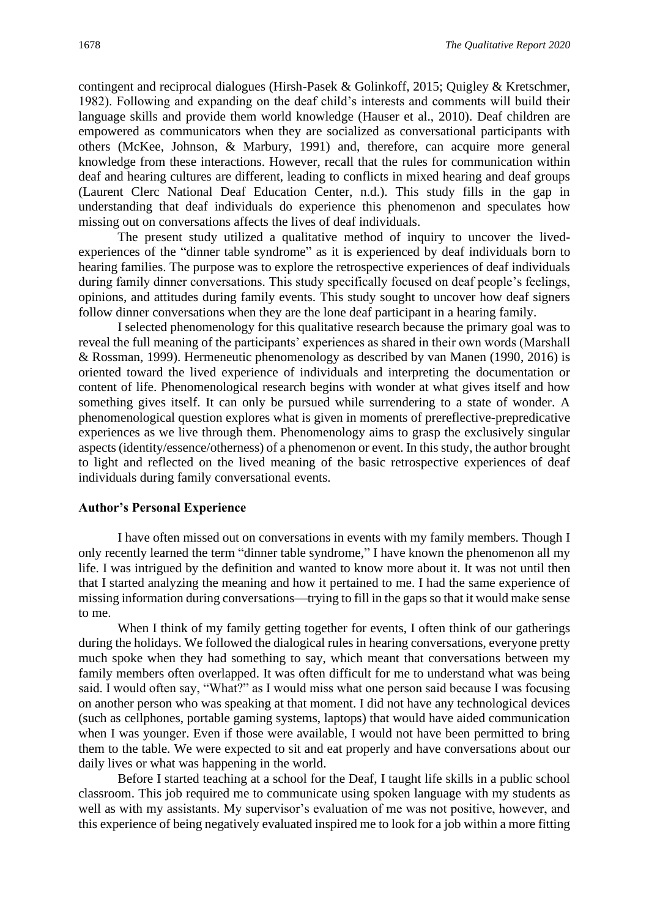contingent and reciprocal dialogues (Hirsh-Pasek & Golinkoff, 2015; Quigley & Kretschmer, 1982). Following and expanding on the deaf child's interests and comments will build their language skills and provide them world knowledge (Hauser et al., 2010). Deaf children are empowered as communicators when they are socialized as conversational participants with others (McKee, Johnson, & Marbury, 1991) and, therefore, can acquire more general knowledge from these interactions. However, recall that the rules for communication within deaf and hearing cultures are different, leading to conflicts in mixed hearing and deaf groups (Laurent Clerc National Deaf Education Center, n.d.). This study fills in the gap in understanding that deaf individuals do experience this phenomenon and speculates how missing out on conversations affects the lives of deaf individuals.

The present study utilized a qualitative method of inquiry to uncover the lived-experiences of the "dinner table syndrome" as it is experienced by deaf individuals born to hearing families. The purpose was to explore the retrospective experiences of deaf individuals during family dinner conversations. This study specifically focused on deaf people's feelings, opinions, and attitudes during family events. This study sought to uncover how deaf signers follow dinner conversations when they are the lone deaf participant in a hearing family.

I selected phenomenology for this qualitative research because the primary goal was to reveal the full meaning of the participants' experiences as shared in their own words (Marshall & Rossman, 1999). Hermeneutic phenomenology as described by van Manen (1990, 2016) is oriented toward the lived experience of individuals and interpreting the documentation or content of life. Phenomenological research begins with wonder at what gives itself and how something gives itself. It can only be pursued while surrendering to a state of wonder. A phenomenological question explores what is given in moments of prereflective-prepredicative experiences as we live through them. Phenomenology aims to grasp the exclusively singular aspects (identity/essence/otherness) of a phenomenon or event. In this study, the author brought to light and reflected on the lived meaning of the basic retrospective experiences of deaf individuals during family conversational events.

**Author's Personal Experience**

I have often missed out on conversations in events with my family members. Though I only recently learned the term "dinner table syndrome," I have known the phenomenon all my life. I was intrigued by the definition and wanted to know more about it. It was not until then that I started analyzing the meaning and how it pertained to me. I had the same experience of missing information during conversations—trying to fill in the gaps so that it would make sense to me.

When I think of my family getting together for events, I often think of our gatherings during the holidays. We followed the dialogical rules in hearing conversations, everyone pretty much spoke when they had something to say, which meant that conversations between my family members often overlapped. It was often difficult for me to understand what was being said. I would often say, "What?" as I would miss what one person said because I was focusing on another person who was speaking at that moment. I did not have any technological devices (such as cellphones, portable gaming systems, laptops) that would have aided communication when I was younger. Even if those were available, I would not have been permitted to bring them to the table. We were expected to sit and eat properly and have conversations about our daily lives or what was happening in the world.

Before I started teaching at a school for the Deaf, I taught life skills in a public school classroom. This job required me to communicate using spoken language with my students as well as with my assistants. My supervisor's evaluation of me was not positive, however, and this experience of being negatively evaluated inspired me to look for a job within a more fitting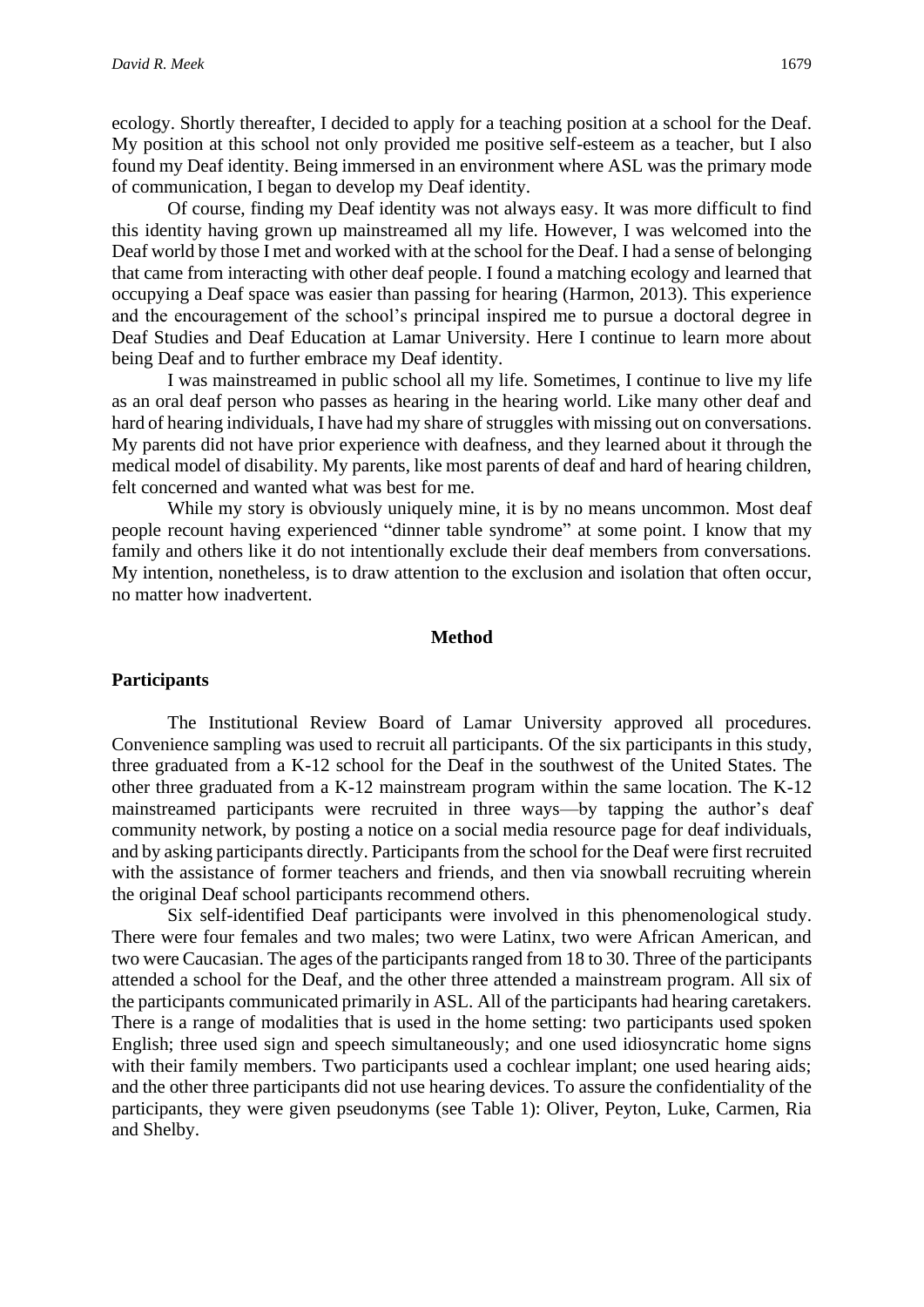ecology. Shortly thereafter, I decided to apply for a teaching position at a school for the Deaf. My position at this school not only provided me positive self-esteem as a teacher, but I also found my Deaf identity. Being immersed in an environment where ASL was the primary mode of communication, I began to develop my Deaf identity.

Of course, finding my Deaf identity was not always easy. It was more difficult to find this identity having grown up mainstreamed all my life. However, I was welcomed into the Deaf world by those I met and worked with at the school for the Deaf. I had a sense of belonging that came from interacting with other deaf people. I found a matching ecology and learned that occupying a Deaf space was easier than passing for hearing (Harmon, 2013). This experience and the encouragement of the school's principal inspired me to pursue a doctoral degree in Deaf Studies and Deaf Education at Lamar University. Here I continue to learn more about being Deaf and to further embrace my Deaf identity.

I was mainstreamed in public school all my life. Sometimes, I continue to live my life as an oral deaf person who passes as hearing in the hearing world. Like many other deaf and hard of hearing individuals, I have had my share of struggles with missing out on conversations. My parents did not have prior experience with deafness, and they learned about it through the medical model of disability. My parents, like most parents of deaf and hard of hearing children, felt concerned and wanted what was best for me.

While my story is obviously uniquely mine, it is by no means uncommon. Most deaf people recount having experienced "dinner table syndrome" at some point. I know that my family and others like it do not intentionally exclude their deaf members from conversations. My intention, nonetheless, is to draw attention to the exclusion and isolation that often occur, no matter how inadvertent.

## Method

### Participants

The Institutional Review Board of Lamar University approved all procedures. Convenience sampling was used to recruit all participants. Of the six participants in this study, three graduated from a K-12 school for the Deaf in the southwest of the United States. The other three graduated from a K-12 mainstream program within the same location. The K-12 mainstreamed participants were recruited in three ways—by tapping the author's deaf community network, by posting a notice on a social media resource page for deaf individuals, and by asking participants directly. Participants from the school for the Deaf were first recruited with the assistance of former teachers and friends, and then via snowball recruiting wherein the original Deaf school participants recommend others.

Six self-identified Deaf participants were involved in this phenomenological study. There were four females and two males; two were Latinx, two were African American, and two were Caucasian. The ages of the participants ranged from 18 to 30. Three of the participants attended a school for the Deaf, and the other three attended a mainstream program. All six of the participants communicated primarily in ASL. All of the participants had hearing caretakers. There is a range of modalities that is used in the home setting: two participants used spoken English; three used sign and speech simultaneously; and one used idiosyncratic home signs with their family members. Two participants used a cochlear implant; one used hearing aids; and the other three participants did not use hearing devices. To assure the confidentiality of the participants, they were given pseudonyms (see Table 1): Oliver, Peyton, Luke, Carmen, Ria and Shelby.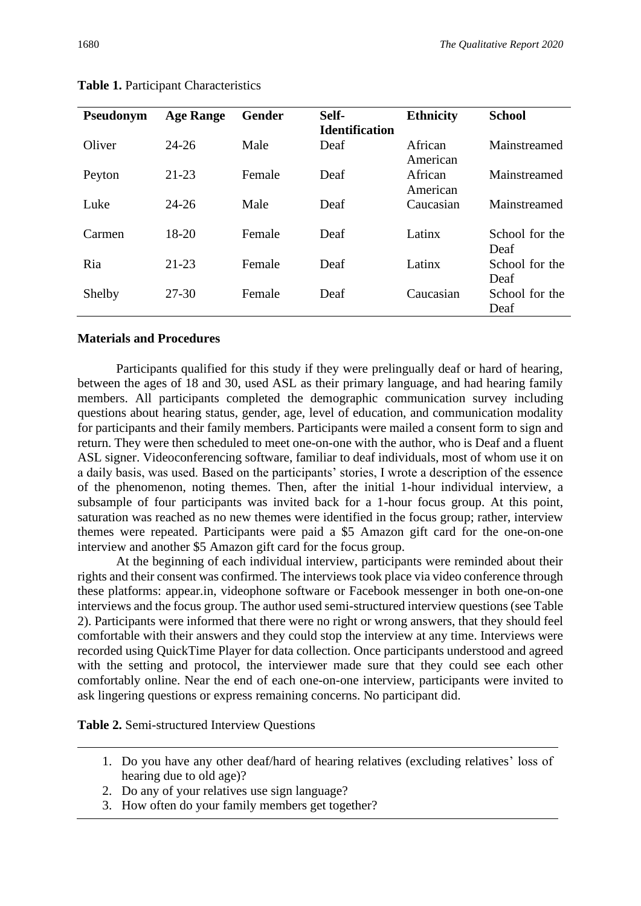**Table 1.** Participant Characteristics

| Pseudonym | Age Range | Gender | Self-Identification | Ethnicity | School |
|---|---|---|---|---|---|
| Oliver | 24-26 | Male | Deaf | African American | Mainstreamed |
| Peyton | 21-23 | Female | Deaf | African American | Mainstreamed |
| Luke | 24-26 | Male | Deaf | Caucasian | Mainstreamed |
| Carmen | 18-20 | Female | Deaf | Latinx | School for the Deaf |
| Ria | 21-23 | Female | Deaf | Latinx | School for the Deaf |
| Shelby | 27-30 | Female | Deaf | Caucasian | School for the Deaf |

### Materials and Procedures

Participants qualified for this study if they were prelingually deaf or hard of hearing, between the ages of 18 and 30, used ASL as their primary language, and had hearing family members. All participants completed the demographic communication survey including questions about hearing status, gender, age, level of education, and communication modality for participants and their family members. Participants were mailed a consent form to sign and return. They were then scheduled to meet one-on-one with the author, who is Deaf and a fluent ASL signer. Videoconferencing software, familiar to deaf individuals, most of whom use it on a daily basis, was used. Based on the participants' stories, I wrote a description of the essence of the phenomenon, noting themes. Then, after the initial 1-hour individual interview, a subsample of four participants was invited back for a 1-hour focus group. At this point, saturation was reached as no new themes were identified in the focus group; rather, interview themes were repeated. Participants were paid a $5 Amazon gift card for the one-on-one interview and another $5 Amazon gift card for the focus group.

At the beginning of each individual interview, participants were reminded about their rights and their consent was confirmed. The interviews took place via video conference through these platforms: appear.in, videophone software or Facebook messenger in both one-on-one interviews and the focus group. The author used semi-structured interview questions (see Table 2). Participants were informed that there were no right or wrong answers, that they should feel comfortable with their answers and they could stop the interview at any time. Interviews were recorded using QuickTime Player for data collection. Once participants understood and agreed with the setting and protocol, the interviewer made sure that they could see each other comfortably online. Near the end of each one-on-one interview, participants were invited to ask lingering questions or express remaining concerns. No participant did.

**Table 2.** Semi-structured Interview Questions

1. Do you have any other deaf/hard of hearing relatives (excluding relatives' loss of hearing due to old age)?
2. Do any of your relatives use sign language?
3. How often do your family members get together?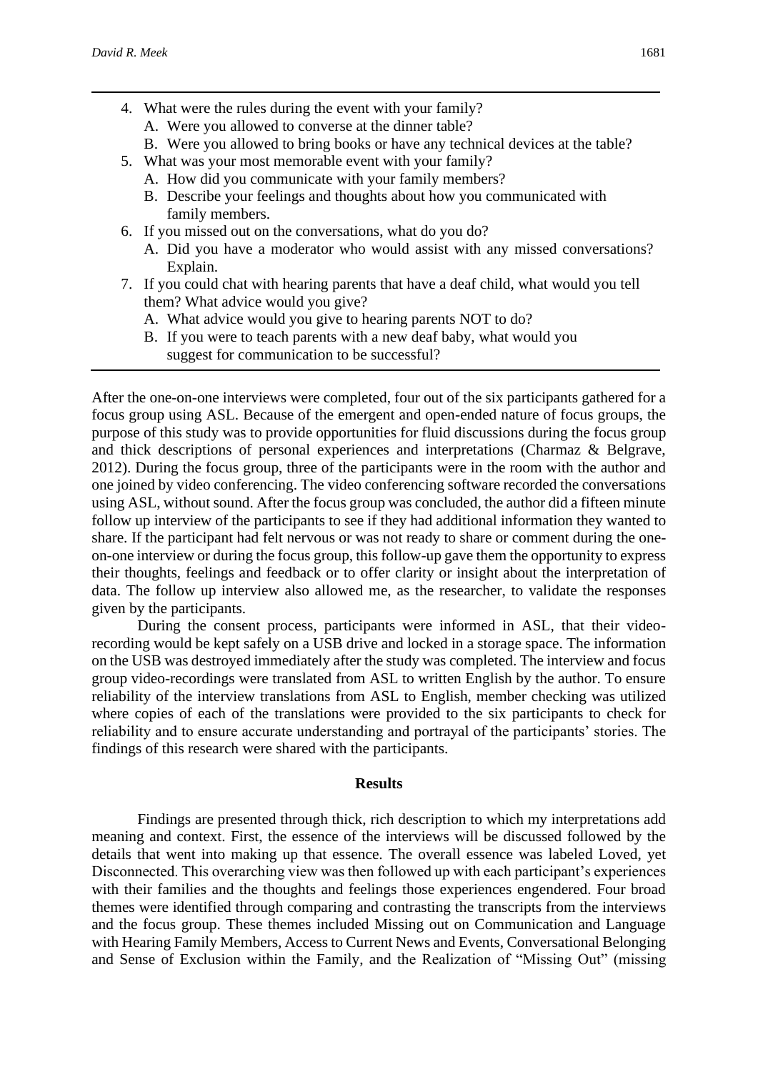4. What were the rules during the event with your family?
   A. Were you allowed to converse at the dinner table?
   B. Were you allowed to bring books or have any technical devices at the table?
5. What was your most memorable event with your family?
   A. How did you communicate with your family members?
   B. Describe your feelings and thoughts about how you communicated with family members.
6. If you missed out on the conversations, what do you do?
   A. Did you have a moderator who would assist with any missed conversations? Explain.
7. If you could chat with hearing parents that have a deaf child, what would you tell them? What advice would you give?
   A. What advice would you give to hearing parents NOT to do?
   B. If you were to teach parents with a new deaf baby, what would you suggest for communication to be successful?

After the one-on-one interviews were completed, four out of the six participants gathered for a focus group using ASL. Because of the emergent and open-ended nature of focus groups, the purpose of this study was to provide opportunities for fluid discussions during the focus group and thick descriptions of personal experiences and interpretations (Charmaz & Belgrave, 2012). During the focus group, three of the participants were in the room with the author and one joined by video conferencing. The video conferencing software recorded the conversations using ASL, without sound. After the focus group was concluded, the author did a fifteen minute follow up interview of the participants to see if they had additional information they wanted to share. If the participant had felt nervous or was not ready to share or comment during the one-on-one interview or during the focus group, this follow-up gave them the opportunity to express their thoughts, feelings and feedback or to offer clarity or insight about the interpretation of data. The follow up interview also allowed me, as the researcher, to validate the responses given by the participants.

During the consent process, participants were informed in ASL, that their video-recording would be kept safely on a USB drive and locked in a storage space. The information on the USB was destroyed immediately after the study was completed. The interview and focus group video-recordings were translated from ASL to written English by the author. To ensure reliability of the interview translations from ASL to English, member checking was utilized where copies of each of the translations were provided to the six participants to check for reliability and to ensure accurate understanding and portrayal of the participants' stories. The findings of this research were shared with the participants.

## Results

Findings are presented through thick, rich description to which my interpretations add meaning and context. First, the essence of the interviews will be discussed followed by the details that went into making up that essence. The overall essence was labeled Loved, yet Disconnected. This overarching view was then followed up with each participant's experiences with their families and the thoughts and feelings those experiences engendered. Four broad themes were identified through comparing and contrasting the transcripts from the interviews and the focus group. These themes included Missing out on Communication and Language with Hearing Family Members, Access to Current News and Events, Conversational Belonging and Sense of Exclusion within the Family, and the Realization of "Missing Out" (missing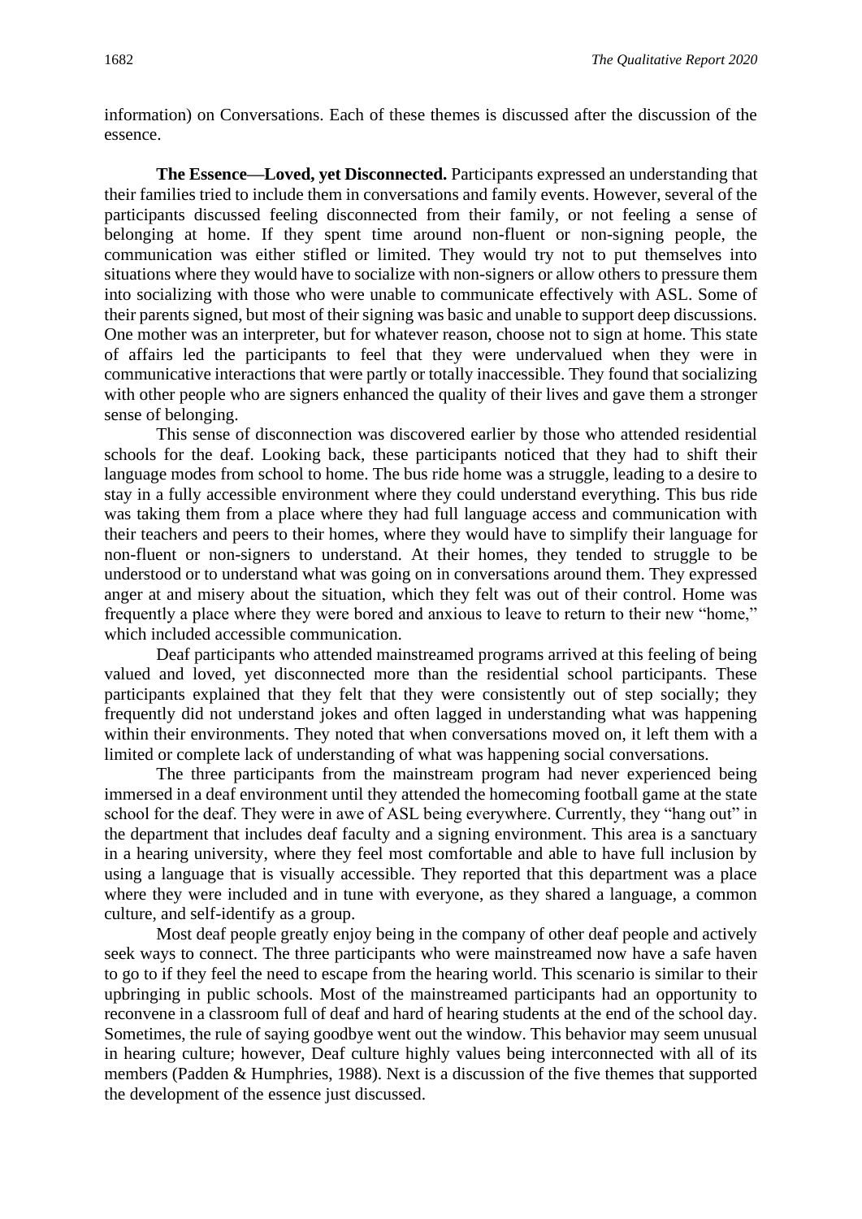information) on Conversations. Each of these themes is discussed after the discussion of the essence.

**The Essence—Loved, yet Disconnected.** Participants expressed an understanding that their families tried to include them in conversations and family events. However, several of the participants discussed feeling disconnected from their family, or not feeling a sense of belonging at home. If they spent time around non-fluent or non-signing people, the communication was either stifled or limited. They would try not to put themselves into situations where they would have to socialize with non-signers or allow others to pressure them into socializing with those who were unable to communicate effectively with ASL. Some of their parents signed, but most of their signing was basic and unable to support deep discussions. One mother was an interpreter, but for whatever reason, choose not to sign at home. This state of affairs led the participants to feel that they were undervalued when they were in communicative interactions that were partly or totally inaccessible. They found that socializing with other people who are signers enhanced the quality of their lives and gave them a stronger sense of belonging.

This sense of disconnection was discovered earlier by those who attended residential schools for the deaf. Looking back, these participants noticed that they had to shift their language modes from school to home. The bus ride home was a struggle, leading to a desire to stay in a fully accessible environment where they could understand everything. This bus ride was taking them from a place where they had full language access and communication with their teachers and peers to their homes, where they would have to simplify their language for non-fluent or non-signers to understand. At their homes, they tended to struggle to be understood or to understand what was going on in conversations around them. They expressed anger at and misery about the situation, which they felt was out of their control. Home was frequently a place where they were bored and anxious to leave to return to their new "home," which included accessible communication.

Deaf participants who attended mainstreamed programs arrived at this feeling of being valued and loved, yet disconnected more than the residential school participants. These participants explained that they felt that they were consistently out of step socially; they frequently did not understand jokes and often lagged in understanding what was happening within their environments. They noted that when conversations moved on, it left them with a limited or complete lack of understanding of what was happening social conversations.

The three participants from the mainstream program had never experienced being immersed in a deaf environment until they attended the homecoming football game at the state school for the deaf. They were in awe of ASL being everywhere. Currently, they "hang out" in the department that includes deaf faculty and a signing environment. This area is a sanctuary in a hearing university, where they feel most comfortable and able to have full inclusion by using a language that is visually accessible. They reported that this department was a place where they were included and in tune with everyone, as they shared a language, a common culture, and self-identify as a group.

Most deaf people greatly enjoy being in the company of other deaf people and actively seek ways to connect. The three participants who were mainstreamed now have a safe haven to go to if they feel the need to escape from the hearing world. This scenario is similar to their upbringing in public schools. Most of the mainstreamed participants had an opportunity to reconvene in a classroom full of deaf and hard of hearing students at the end of the school day. Sometimes, the rule of saying goodbye went out the window. This behavior may seem unusual in hearing culture; however, Deaf culture highly values being interconnected with all of its members (Padden & Humphries, 1988). Next is a discussion of the five themes that supported the development of the essence just discussed.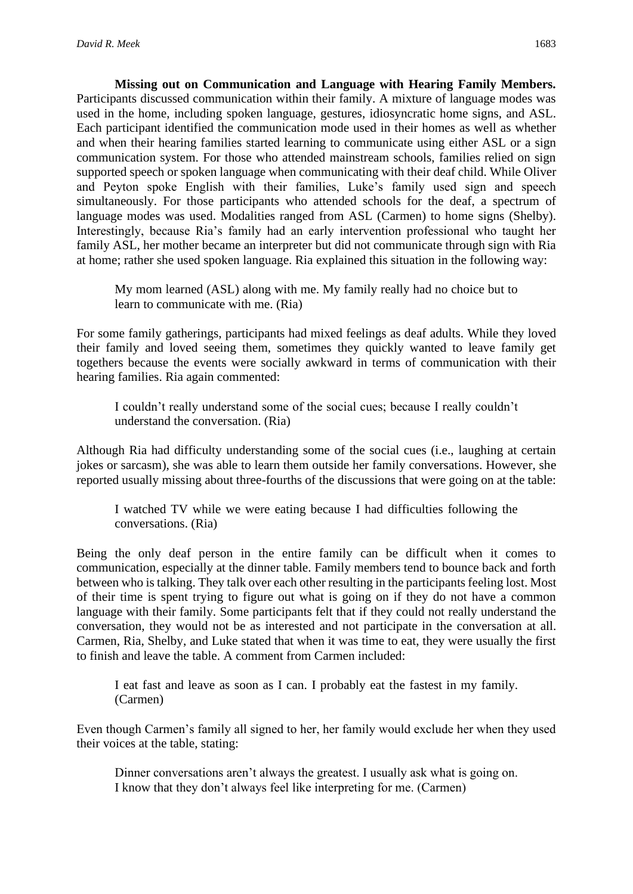**Missing out on Communication and Language with Hearing Family Members.** Participants discussed communication within their family. A mixture of language modes was used in the home, including spoken language, gestures, idiosyncratic home signs, and ASL. Each participant identified the communication mode used in their homes as well as whether and when their hearing families started learning to communicate using either ASL or a sign communication system. For those who attended mainstream schools, families relied on sign supported speech or spoken language when communicating with their deaf child. While Oliver and Peyton spoke English with their families, Luke's family used sign and speech simultaneously. For those participants who attended schools for the deaf, a spectrum of language modes was used. Modalities ranged from ASL (Carmen) to home signs (Shelby). Interestingly, because Ria's family had an early intervention professional who taught her family ASL, her mother became an interpreter but did not communicate through sign with Ria at home; rather she used spoken language. Ria explained this situation in the following way:

> My mom learned (ASL) along with me. My family really had no choice but to learn to communicate with me. (Ria)

For some family gatherings, participants had mixed feelings as deaf adults. While they loved their family and loved seeing them, sometimes they quickly wanted to leave family get togethers because the events were socially awkward in terms of communication with their hearing families. Ria again commented:

> I couldn't really understand some of the social cues; because I really couldn't understand the conversation. (Ria)

Although Ria had difficulty understanding some of the social cues (i.e., laughing at certain jokes or sarcasm), she was able to learn them outside her family conversations. However, she reported usually missing about three-fourths of the discussions that were going on at the table:

> I watched TV while we were eating because I had difficulties following the conversations. (Ria)

Being the only deaf person in the entire family can be difficult when it comes to communication, especially at the dinner table. Family members tend to bounce back and forth between who is talking. They talk over each other resulting in the participants feeling lost. Most of their time is spent trying to figure out what is going on if they do not have a common language with their family. Some participants felt that if they could not really understand the conversation, they would not be as interested and not participate in the conversation at all. Carmen, Ria, Shelby, and Luke stated that when it was time to eat, they were usually the first to finish and leave the table. A comment from Carmen included:

> I eat fast and leave as soon as I can. I probably eat the fastest in my family. (Carmen)

Even though Carmen's family all signed to her, her family would exclude her when they used their voices at the table, stating:

> Dinner conversations aren't always the greatest. I usually ask what is going on. I know that they don't always feel like interpreting for me. (Carmen)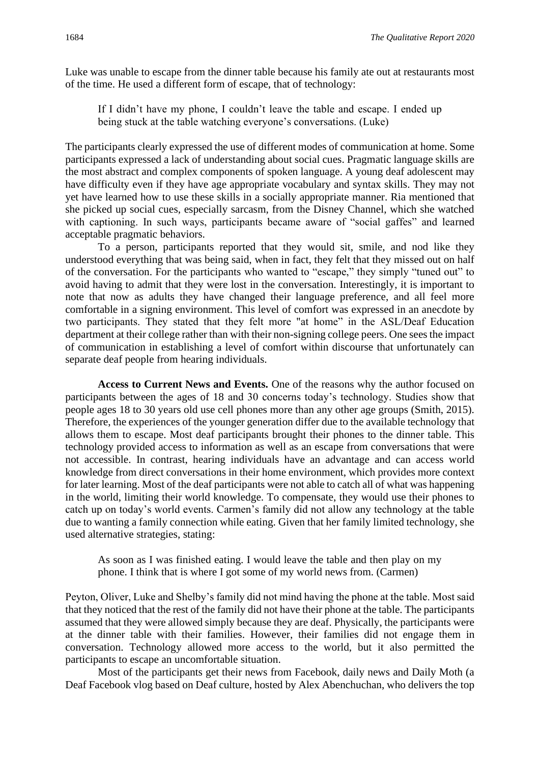Luke was unable to escape from the dinner table because his family ate out at restaurants most of the time. He used a different form of escape, that of technology:

> If I didn't have my phone, I couldn't leave the table and escape. I ended up being stuck at the table watching everyone's conversations. (Luke)

The participants clearly expressed the use of different modes of communication at home. Some participants expressed a lack of understanding about social cues. Pragmatic language skills are the most abstract and complex components of spoken language. A young deaf adolescent may have difficulty even if they have age appropriate vocabulary and syntax skills. They may not yet have learned how to use these skills in a socially appropriate manner. Ria mentioned that she picked up social cues, especially sarcasm, from the Disney Channel, which she watched with captioning. In such ways, participants became aware of "social gaffes" and learned acceptable pragmatic behaviors.

To a person, participants reported that they would sit, smile, and nod like they understood everything that was being said, when in fact, they felt that they missed out on half of the conversation. For the participants who wanted to "escape," they simply "tuned out" to avoid having to admit that they were lost in the conversation. Interestingly, it is important to note that now as adults they have changed their language preference, and all feel more comfortable in a signing environment. This level of comfort was expressed in an anecdote by two participants. They stated that they felt more "at home" in the ASL/Deaf Education department at their college rather than with their non-signing college peers. One sees the impact of communication in establishing a level of comfort within discourse that unfortunately can separate deaf people from hearing individuals.

**Access to Current News and Events.** One of the reasons why the author focused on participants between the ages of 18 and 30 concerns today's technology. Studies show that people ages 18 to 30 years old use cell phones more than any other age groups (Smith, 2015). Therefore, the experiences of the younger generation differ due to the available technology that allows them to escape. Most deaf participants brought their phones to the dinner table. This technology provided access to information as well as an escape from conversations that were not accessible. In contrast, hearing individuals have an advantage and can access world knowledge from direct conversations in their home environment, which provides more context for later learning. Most of the deaf participants were not able to catch all of what was happening in the world, limiting their world knowledge. To compensate, they would use their phones to catch up on today's world events. Carmen's family did not allow any technology at the table due to wanting a family connection while eating. Given that her family limited technology, she used alternative strategies, stating:

> As soon as I was finished eating. I would leave the table and then play on my phone. I think that is where I got some of my world news from. (Carmen)

Peyton, Oliver, Luke and Shelby's family did not mind having the phone at the table. Most said that they noticed that the rest of the family did not have their phone at the table. The participants assumed that they were allowed simply because they are deaf. Physically, the participants were at the dinner table with their families. However, their families did not engage them in conversation. Technology allowed more access to the world, but it also permitted the participants to escape an uncomfortable situation.

Most of the participants get their news from Facebook, daily news and Daily Moth (a Deaf Facebook vlog based on Deaf culture, hosted by Alex Abenchuchan, who delivers the top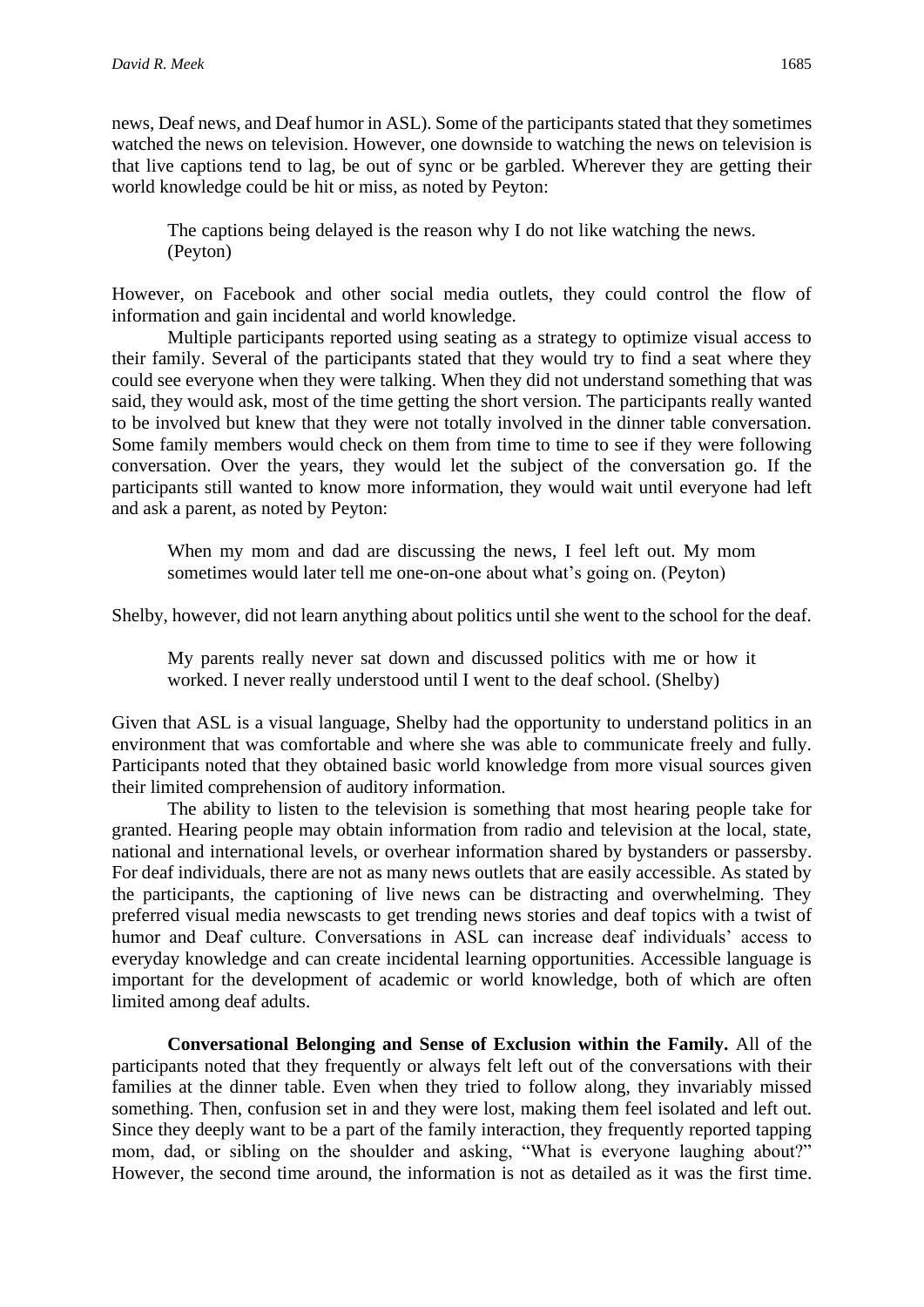news, Deaf news, and Deaf humor in ASL). Some of the participants stated that they sometimes watched the news on television. However, one downside to watching the news on television is that live captions tend to lag, be out of sync or be garbled. Wherever they are getting their world knowledge could be hit or miss, as noted by Peyton:

> The captions being delayed is the reason why I do not like watching the news. (Peyton)

However, on Facebook and other social media outlets, they could control the flow of information and gain incidental and world knowledge.

Multiple participants reported using seating as a strategy to optimize visual access to their family. Several of the participants stated that they would try to find a seat where they could see everyone when they were talking. When they did not understand something that was said, they would ask, most of the time getting the short version. The participants really wanted to be involved but knew that they were not totally involved in the dinner table conversation. Some family members would check on them from time to time to see if they were following conversation. Over the years, they would let the subject of the conversation go. If the participants still wanted to know more information, they would wait until everyone had left and ask a parent, as noted by Peyton:

> When my mom and dad are discussing the news, I feel left out. My mom sometimes would later tell me one-on-one about what's going on. (Peyton)

Shelby, however, did not learn anything about politics until she went to the school for the deaf.

> My parents really never sat down and discussed politics with me or how it worked. I never really understood until I went to the deaf school. (Shelby)

Given that ASL is a visual language, Shelby had the opportunity to understand politics in an environment that was comfortable and where she was able to communicate freely and fully. Participants noted that they obtained basic world knowledge from more visual sources given their limited comprehension of auditory information.

The ability to listen to the television is something that most hearing people take for granted. Hearing people may obtain information from radio and television at the local, state, national and international levels, or overhear information shared by bystanders or passersby. For deaf individuals, there are not as many news outlets that are easily accessible. As stated by the participants, the captioning of live news can be distracting and overwhelming. They preferred visual media newscasts to get trending news stories and deaf topics with a twist of humor and Deaf culture. Conversations in ASL can increase deaf individuals' access to everyday knowledge and can create incidental learning opportunities. Accessible language is important for the development of academic or world knowledge, both of which are often limited among deaf adults.

**Conversational Belonging and Sense of Exclusion within the Family.** All of the participants noted that they frequently or always felt left out of the conversations with their families at the dinner table. Even when they tried to follow along, they invariably missed something. Then, confusion set in and they were lost, making them feel isolated and left out. Since they deeply want to be a part of the family interaction, they frequently reported tapping mom, dad, or sibling on the shoulder and asking, "What is everyone laughing about?" However, the second time around, the information is not as detailed as it was the first time.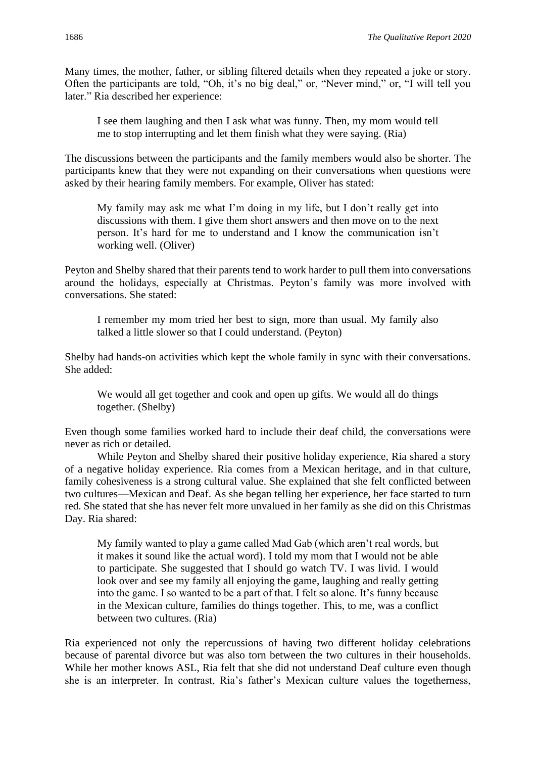Many times, the mother, father, or sibling filtered details when they repeated a joke or story. Often the participants are told, "Oh, it's no big deal," or, "Never mind," or, "I will tell you later." Ria described her experience:

> I see them laughing and then I ask what was funny. Then, my mom would tell me to stop interrupting and let them finish what they were saying. (Ria)

The discussions between the participants and the family members would also be shorter. The participants knew that they were not expanding on their conversations when questions were asked by their hearing family members. For example, Oliver has stated:

> My family may ask me what I'm doing in my life, but I don't really get into discussions with them. I give them short answers and then move on to the next person. It's hard for me to understand and I know the communication isn't working well. (Oliver)

Peyton and Shelby shared that their parents tend to work harder to pull them into conversations around the holidays, especially at Christmas. Peyton's family was more involved with conversations. She stated:

> I remember my mom tried her best to sign, more than usual. My family also talked a little slower so that I could understand. (Peyton)

Shelby had hands-on activities which kept the whole family in sync with their conversations. She added:

> We would all get together and cook and open up gifts. We would all do things together. (Shelby)

Even though some families worked hard to include their deaf child, the conversations were never as rich or detailed.

While Peyton and Shelby shared their positive holiday experience, Ria shared a story of a negative holiday experience. Ria comes from a Mexican heritage, and in that culture, family cohesiveness is a strong cultural value. She explained that she felt conflicted between two cultures—Mexican and Deaf. As she began telling her experience, her face started to turn red. She stated that she has never felt more unvalued in her family as she did on this Christmas Day. Ria shared:

> My family wanted to play a game called Mad Gab (which aren't real words, but it makes it sound like the actual word). I told my mom that I would not be able to participate. She suggested that I should go watch TV. I was livid. I would look over and see my family all enjoying the game, laughing and really getting into the game. I so wanted to be a part of that. I felt so alone. It's funny because in the Mexican culture, families do things together. This, to me, was a conflict between two cultures. (Ria)

Ria experienced not only the repercussions of having two different holiday celebrations because of parental divorce but was also torn between the two cultures in their households. While her mother knows ASL, Ria felt that she did not understand Deaf culture even though she is an interpreter. In contrast, Ria's father's Mexican culture values the togetherness,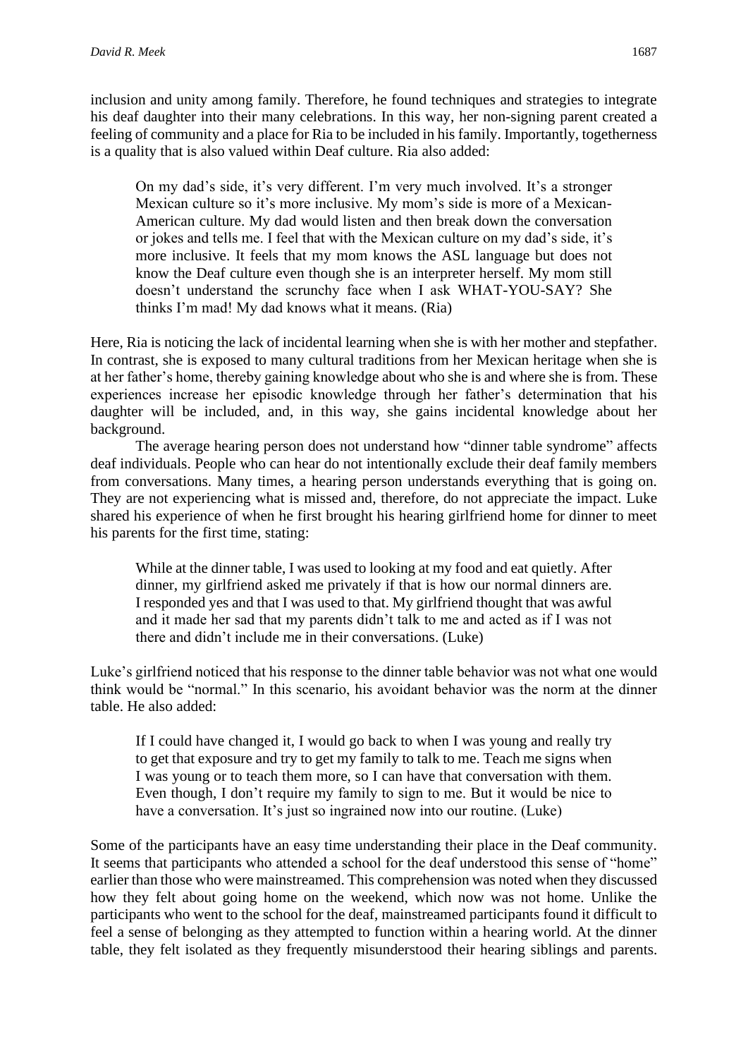inclusion and unity among family. Therefore, he found techniques and strategies to integrate his deaf daughter into their many celebrations. In this way, her non-signing parent created a feeling of community and a place for Ria to be included in his family. Importantly, togetherness is a quality that is also valued within Deaf culture. Ria also added:

> On my dad's side, it's very different. I'm very much involved. It's a stronger Mexican culture so it's more inclusive. My mom's side is more of a Mexican-American culture. My dad would listen and then break down the conversation or jokes and tells me. I feel that with the Mexican culture on my dad's side, it's more inclusive. It feels that my mom knows the ASL language but does not know the Deaf culture even though she is an interpreter herself. My mom still doesn't understand the scrunchy face when I ask WHAT-YOU-SAY? She thinks I'm mad! My dad knows what it means. (Ria)

Here, Ria is noticing the lack of incidental learning when she is with her mother and stepfather. In contrast, she is exposed to many cultural traditions from her Mexican heritage when she is at her father's home, thereby gaining knowledge about who she is and where she is from. These experiences increase her episodic knowledge through her father's determination that his daughter will be included, and, in this way, she gains incidental knowledge about her background.

The average hearing person does not understand how "dinner table syndrome" affects deaf individuals. People who can hear do not intentionally exclude their deaf family members from conversations. Many times, a hearing person understands everything that is going on. They are not experiencing what is missed and, therefore, do not appreciate the impact. Luke shared his experience of when he first brought his hearing girlfriend home for dinner to meet his parents for the first time, stating:

> While at the dinner table, I was used to looking at my food and eat quietly. After dinner, my girlfriend asked me privately if that is how our normal dinners are. I responded yes and that I was used to that. My girlfriend thought that was awful and it made her sad that my parents didn't talk to me and acted as if I was not there and didn't include me in their conversations. (Luke)

Luke's girlfriend noticed that his response to the dinner table behavior was not what one would think would be "normal." In this scenario, his avoidant behavior was the norm at the dinner table. He also added:

> If I could have changed it, I would go back to when I was young and really try to get that exposure and try to get my family to talk to me. Teach me signs when I was young or to teach them more, so I can have that conversation with them. Even though, I don't require my family to sign to me. But it would be nice to have a conversation. It's just so ingrained now into our routine. (Luke)

Some of the participants have an easy time understanding their place in the Deaf community. It seems that participants who attended a school for the deaf understood this sense of "home" earlier than those who were mainstreamed. This comprehension was noted when they discussed how they felt about going home on the weekend, which now was not home. Unlike the participants who went to the school for the deaf, mainstreamed participants found it difficult to feel a sense of belonging as they attempted to function within a hearing world. At the dinner table, they felt isolated as they frequently misunderstood their hearing siblings and parents.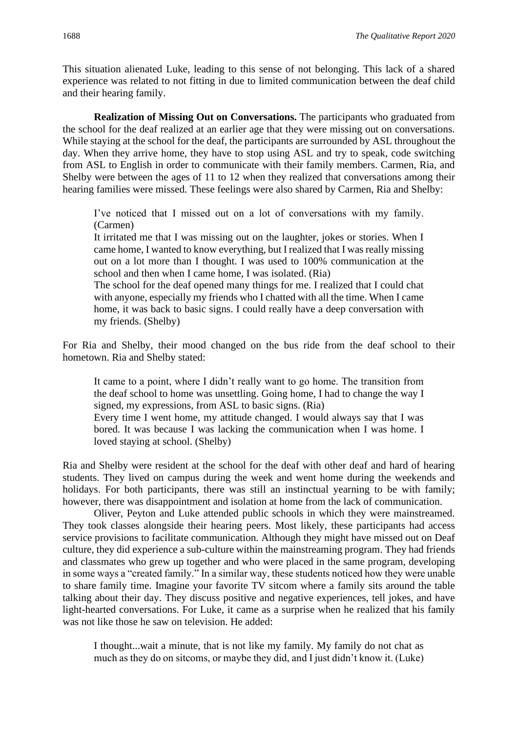This situation alienated Luke, leading to this sense of not belonging. This lack of a shared experience was related to not fitting in due to limited communication between the deaf child and their hearing family.

**Realization of Missing Out on Conversations.** The participants who graduated from the school for the deaf realized at an earlier age that they were missing out on conversations. While staying at the school for the deaf, the participants are surrounded by ASL throughout the day. When they arrive home, they have to stop using ASL and try to speak, code switching from ASL to English in order to communicate with their family members. Carmen, Ria, and Shelby were between the ages of 11 to 12 when they realized that conversations among their hearing families were missed. These feelings were also shared by Carmen, Ria and Shelby:

> I've noticed that I missed out on a lot of conversations with my family. (Carmen)
>
> It irritated me that I was missing out on the laughter, jokes or stories. When I came home, I wanted to know everything, but I realized that I was really missing out on a lot more than I thought. I was used to 100% communication at the school and then when I came home, I was isolated. (Ria)
>
> The school for the deaf opened many things for me. I realized that I could chat with anyone, especially my friends who I chatted with all the time. When I came home, it was back to basic signs. I could really have a deep conversation with my friends. (Shelby)

For Ria and Shelby, their mood changed on the bus ride from the deaf school to their hometown. Ria and Shelby stated:

> It came to a point, where I didn't really want to go home. The transition from the deaf school to home was unsettling. Going home, I had to change the way I signed, my expressions, from ASL to basic signs. (Ria)
>
> Every time I went home, my attitude changed. I would always say that I was bored. It was because I was lacking the communication when I was home. I loved staying at school. (Shelby)

Ria and Shelby were resident at the school for the deaf with other deaf and hard of hearing students. They lived on campus during the week and went home during the weekends and holidays. For both participants, there was still an instinctual yearning to be with family; however, there was disappointment and isolation at home from the lack of communication.

Oliver, Peyton and Luke attended public schools in which they were mainstreamed. They took classes alongside their hearing peers. Most likely, these participants had access service provisions to facilitate communication. Although they might have missed out on Deaf culture, they did experience a sub-culture within the mainstreaming program. They had friends and classmates who grew up together and who were placed in the same program, developing in some ways a "created family." In a similar way, these students noticed how they were unable to share family time. Imagine your favorite TV sitcom where a family sits around the table talking about their day. They discuss positive and negative experiences, tell jokes, and have light-hearted conversations. For Luke, it came as a surprise when he realized that his family was not like those he saw on television. He added:

> I thought...wait a minute, that is not like my family. My family do not chat as much as they do on sitcoms, or maybe they did, and I just didn't know it. (Luke)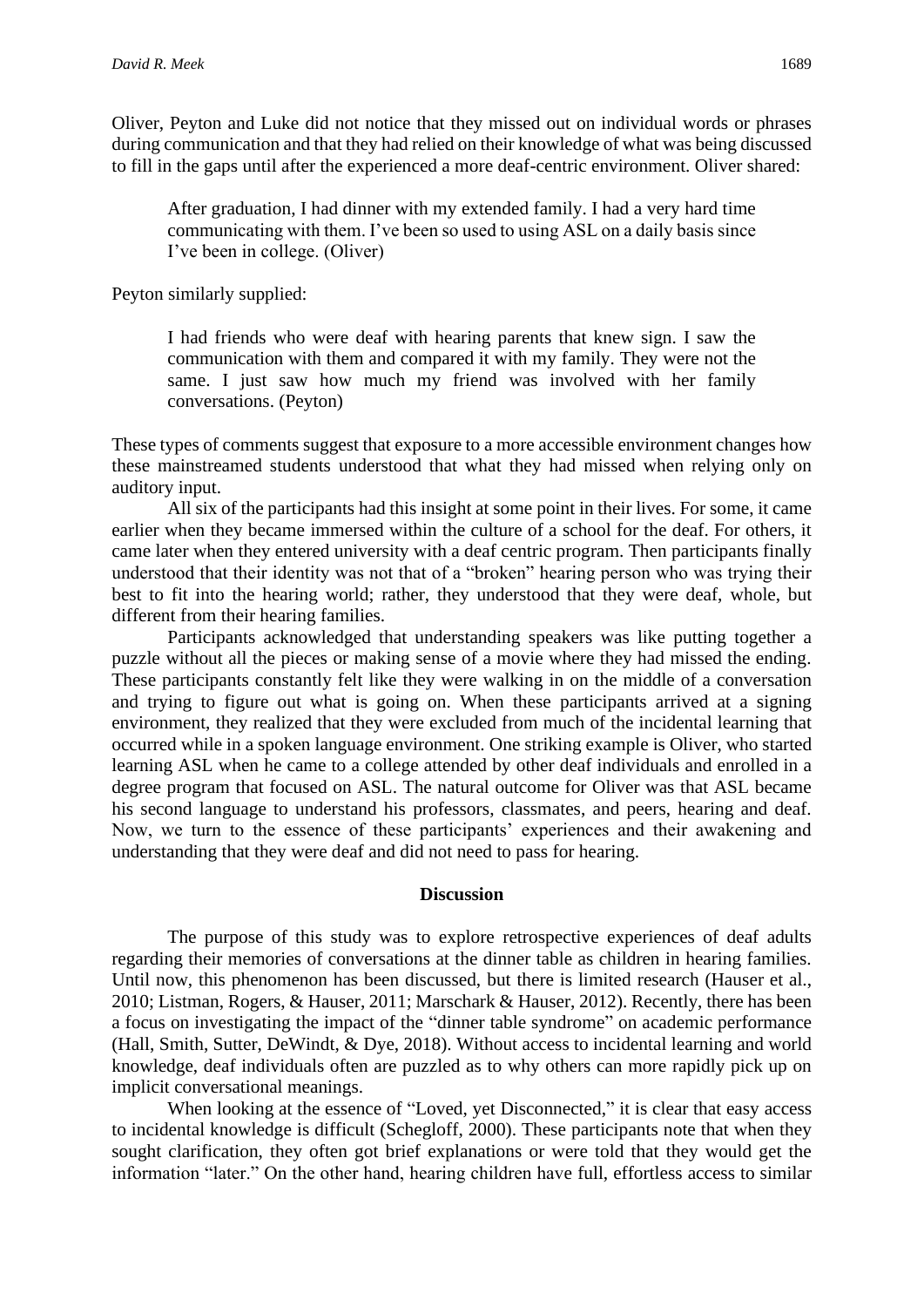Oliver, Peyton and Luke did not notice that they missed out on individual words or phrases during communication and that they had relied on their knowledge of what was being discussed to fill in the gaps until after the experienced a more deaf-centric environment. Oliver shared:

> After graduation, I had dinner with my extended family. I had a very hard time communicating with them. I've been so used to using ASL on a daily basis since I've been in college. (Oliver)

Peyton similarly supplied:

> I had friends who were deaf with hearing parents that knew sign. I saw the communication with them and compared it with my family. They were not the same. I just saw how much my friend was involved with her family conversations. (Peyton)

These types of comments suggest that exposure to a more accessible environment changes how these mainstreamed students understood that what they had missed when relying only on auditory input.

All six of the participants had this insight at some point in their lives. For some, it came earlier when they became immersed within the culture of a school for the deaf. For others, it came later when they entered university with a deaf centric program. Then participants finally understood that their identity was not that of a "broken" hearing person who was trying their best to fit into the hearing world; rather, they understood that they were deaf, whole, but different from their hearing families.

Participants acknowledged that understanding speakers was like putting together a puzzle without all the pieces or making sense of a movie where they had missed the ending. These participants constantly felt like they were walking in on the middle of a conversation and trying to figure out what is going on. When these participants arrived at a signing environment, they realized that they were excluded from much of the incidental learning that occurred while in a spoken language environment. One striking example is Oliver, who started learning ASL when he came to a college attended by other deaf individuals and enrolled in a degree program that focused on ASL. The natural outcome for Oliver was that ASL became his second language to understand his professors, classmates, and peers, hearing and deaf. Now, we turn to the essence of these participants' experiences and their awakening and understanding that they were deaf and did not need to pass for hearing.

## Discussion

The purpose of this study was to explore retrospective experiences of deaf adults regarding their memories of conversations at the dinner table as children in hearing families. Until now, this phenomenon has been discussed, but there is limited research (Hauser et al., 2010; Listman, Rogers, & Hauser, 2011; Marschark & Hauser, 2012). Recently, there has been a focus on investigating the impact of the "dinner table syndrome" on academic performance (Hall, Smith, Sutter, DeWindt, & Dye, 2018). Without access to incidental learning and world knowledge, deaf individuals often are puzzled as to why others can more rapidly pick up on implicit conversational meanings.

When looking at the essence of "Loved, yet Disconnected," it is clear that easy access to incidental knowledge is difficult (Schegloff, 2000). These participants note that when they sought clarification, they often got brief explanations or were told that they would get the information "later." On the other hand, hearing children have full, effortless access to similar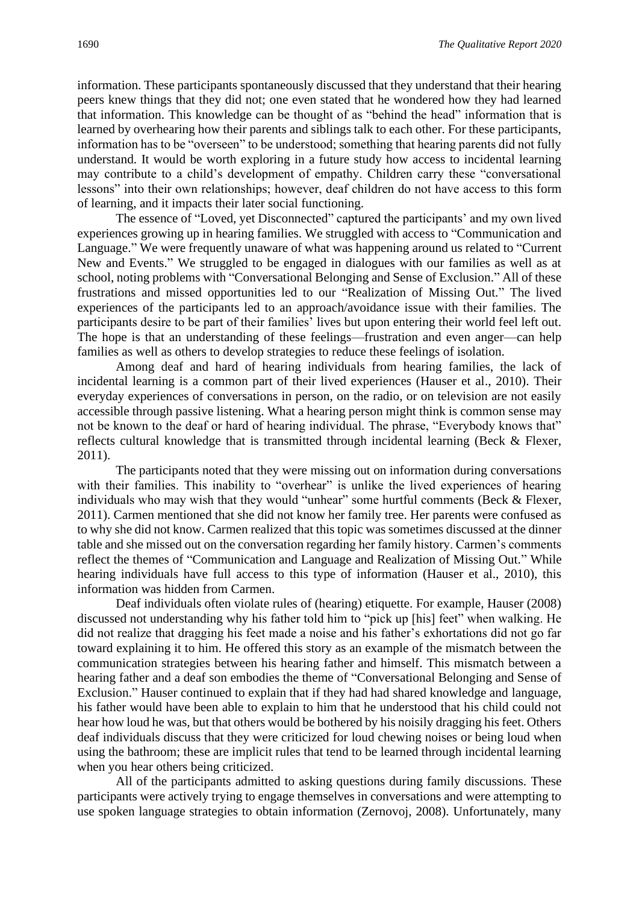information. These participants spontaneously discussed that they understand that their hearing peers knew things that they did not; one even stated that he wondered how they had learned that information. This knowledge can be thought of as "behind the head" information that is learned by overhearing how their parents and siblings talk to each other. For these participants, information has to be "overseen" to be understood; something that hearing parents did not fully understand. It would be worth exploring in a future study how access to incidental learning may contribute to a child's development of empathy. Children carry these "conversational lessons" into their own relationships; however, deaf children do not have access to this form of learning, and it impacts their later social functioning.

The essence of "Loved, yet Disconnected" captured the participants' and my own lived experiences growing up in hearing families. We struggled with access to "Communication and Language." We were frequently unaware of what was happening around us related to "Current New and Events." We struggled to be engaged in dialogues with our families as well as at school, noting problems with "Conversational Belonging and Sense of Exclusion." All of these frustrations and missed opportunities led to our "Realization of Missing Out." The lived experiences of the participants led to an approach/avoidance issue with their families. The participants desire to be part of their families' lives but upon entering their world feel left out. The hope is that an understanding of these feelings—frustration and even anger—can help families as well as others to develop strategies to reduce these feelings of isolation.

Among deaf and hard of hearing individuals from hearing families, the lack of incidental learning is a common part of their lived experiences (Hauser et al., 2010). Their everyday experiences of conversations in person, on the radio, or on television are not easily accessible through passive listening. What a hearing person might think is common sense may not be known to the deaf or hard of hearing individual. The phrase, "Everybody knows that" reflects cultural knowledge that is transmitted through incidental learning (Beck & Flexer, 2011).

The participants noted that they were missing out on information during conversations with their families. This inability to "overhear" is unlike the lived experiences of hearing individuals who may wish that they would "unhear" some hurtful comments (Beck & Flexer, 2011). Carmen mentioned that she did not know her family tree. Her parents were confused as to why she did not know. Carmen realized that this topic was sometimes discussed at the dinner table and she missed out on the conversation regarding her family history. Carmen's comments reflect the themes of "Communication and Language and Realization of Missing Out." While hearing individuals have full access to this type of information (Hauser et al., 2010), this information was hidden from Carmen.

Deaf individuals often violate rules of (hearing) etiquette. For example, Hauser (2008) discussed not understanding why his father told him to "pick up [his] feet" when walking. He did not realize that dragging his feet made a noise and his father's exhortations did not go far toward explaining it to him. He offered this story as an example of the mismatch between the communication strategies between his hearing father and himself. This mismatch between a hearing father and a deaf son embodies the theme of "Conversational Belonging and Sense of Exclusion." Hauser continued to explain that if they had had shared knowledge and language, his father would have been able to explain to him that he understood that his child could not hear how loud he was, but that others would be bothered by his noisily dragging his feet. Others deaf individuals discuss that they were criticized for loud chewing noises or being loud when using the bathroom; these are implicit rules that tend to be learned through incidental learning when you hear others being criticized.

All of the participants admitted to asking questions during family discussions. These participants were actively trying to engage themselves in conversations and were attempting to use spoken language strategies to obtain information (Zernovoj, 2008). Unfortunately, many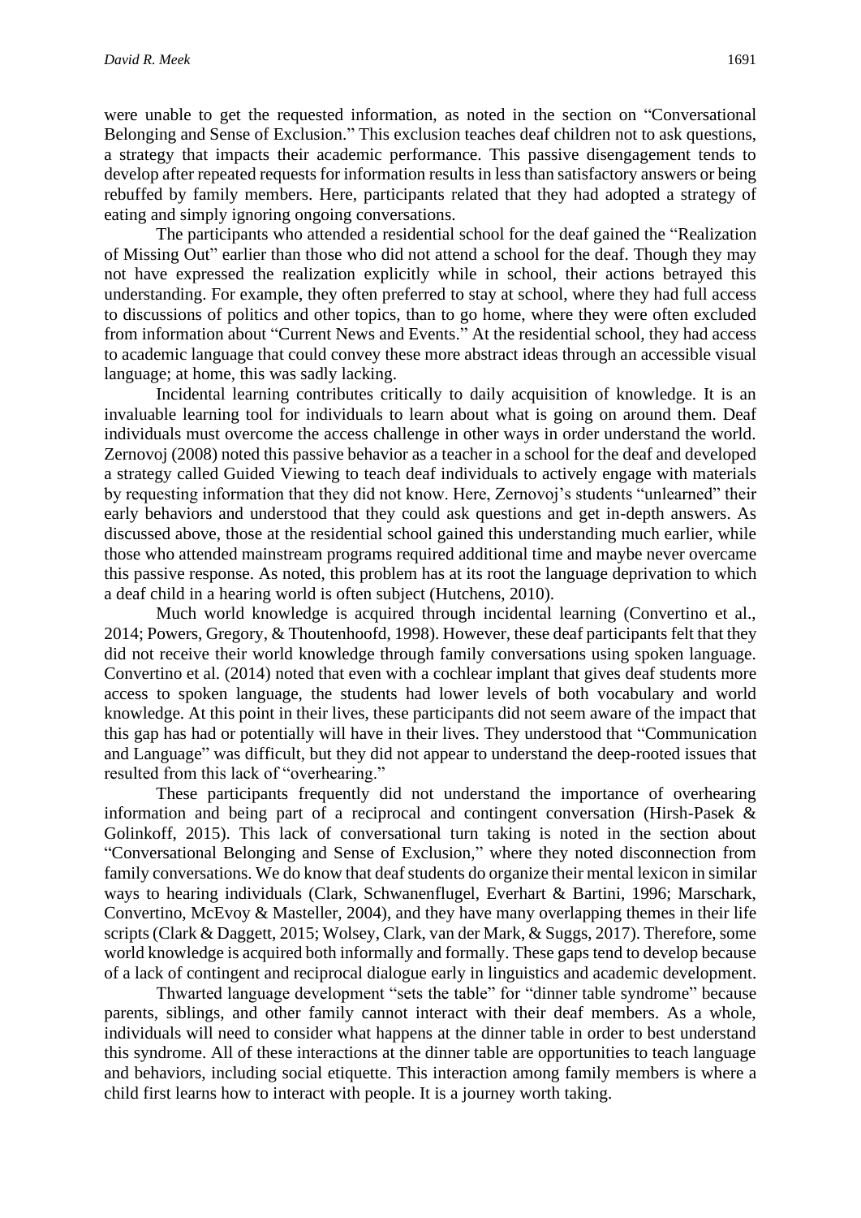were unable to get the requested information, as noted in the section on "Conversational Belonging and Sense of Exclusion." This exclusion teaches deaf children not to ask questions, a strategy that impacts their academic performance. This passive disengagement tends to develop after repeated requests for information results in less than satisfactory answers or being rebuffed by family members. Here, participants related that they had adopted a strategy of eating and simply ignoring ongoing conversations.

The participants who attended a residential school for the deaf gained the "Realization of Missing Out" earlier than those who did not attend a school for the deaf. Though they may not have expressed the realization explicitly while in school, their actions betrayed this understanding. For example, they often preferred to stay at school, where they had full access to discussions of politics and other topics, than to go home, where they were often excluded from information about "Current News and Events." At the residential school, they had access to academic language that could convey these more abstract ideas through an accessible visual language; at home, this was sadly lacking.

Incidental learning contributes critically to daily acquisition of knowledge. It is an invaluable learning tool for individuals to learn about what is going on around them. Deaf individuals must overcome the access challenge in other ways in order understand the world. Zernovoj (2008) noted this passive behavior as a teacher in a school for the deaf and developed a strategy called Guided Viewing to teach deaf individuals to actively engage with materials by requesting information that they did not know. Here, Zernovoj's students "unlearned" their early behaviors and understood that they could ask questions and get in-depth answers. As discussed above, those at the residential school gained this understanding much earlier, while those who attended mainstream programs required additional time and maybe never overcame this passive response. As noted, this problem has at its root the language deprivation to which a deaf child in a hearing world is often subject (Hutchens, 2010).

Much world knowledge is acquired through incidental learning (Convertino et al., 2014; Powers, Gregory, & Thoutenhoofd, 1998). However, these deaf participants felt that they did not receive their world knowledge through family conversations using spoken language. Convertino et al. (2014) noted that even with a cochlear implant that gives deaf students more access to spoken language, the students had lower levels of both vocabulary and world knowledge. At this point in their lives, these participants did not seem aware of the impact that this gap has had or potentially will have in their lives. They understood that "Communication and Language" was difficult, but they did not appear to understand the deep-rooted issues that resulted from this lack of "overhearing."

These participants frequently did not understand the importance of overhearing information and being part of a reciprocal and contingent conversation (Hirsh-Pasek & Golinkoff, 2015). This lack of conversational turn taking is noted in the section about "Conversational Belonging and Sense of Exclusion," where they noted disconnection from family conversations. We do know that deaf students do organize their mental lexicon in similar ways to hearing individuals (Clark, Schwanenflugel, Everhart & Bartini, 1996; Marschark, Convertino, McEvoy & Masteller, 2004), and they have many overlapping themes in their life scripts (Clark & Daggett, 2015; Wolsey, Clark, van der Mark, & Suggs, 2017). Therefore, some world knowledge is acquired both informally and formally. These gaps tend to develop because of a lack of contingent and reciprocal dialogue early in linguistics and academic development.

Thwarted language development "sets the table" for "dinner table syndrome" because parents, siblings, and other family cannot interact with their deaf members. As a whole, individuals will need to consider what happens at the dinner table in order to best understand this syndrome. All of these interactions at the dinner table are opportunities to teach language and behaviors, including social etiquette. This interaction among family members is where a child first learns how to interact with people. It is a journey worth taking.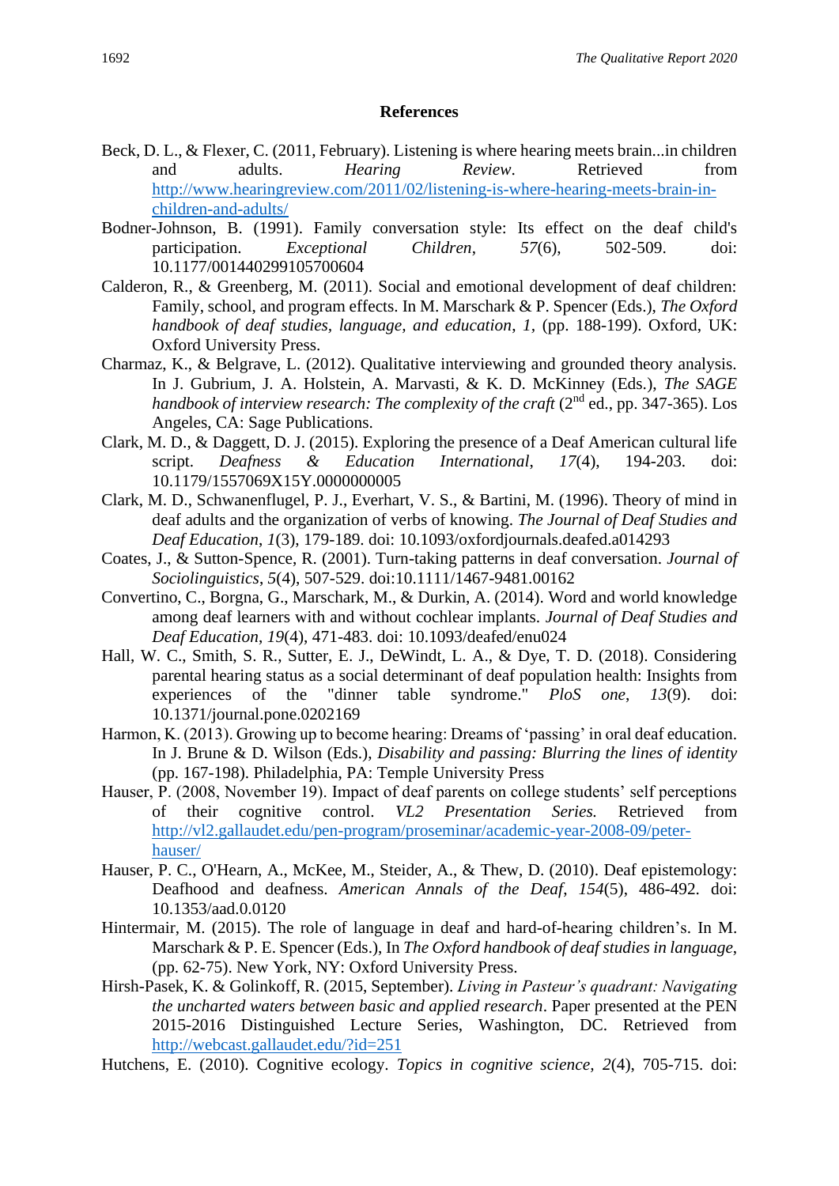## References

Beck, D. L., & Flexer, C. (2011, February). Listening is where hearing meets brain...in children and adults. *Hearing Review*. Retrieved from http://www.hearingreview.com/2011/02/listening-is-where-hearing-meets-brain-in-children-and-adults/

Bodner-Johnson, B. (1991). Family conversation style: Its effect on the deaf child's participation. *Exceptional Children*, *57*(6), 502-509. doi: 10.1177/001440299105700604

Calderon, R., & Greenberg, M. (2011). Social and emotional development of deaf children: Family, school, and program effects. In M. Marschark & P. Spencer (Eds.), *The Oxford handbook of deaf studies, language, and education*, *1*, (pp. 188-199). Oxford, UK: Oxford University Press.

Charmaz, K., & Belgrave, L. (2012). Qualitative interviewing and grounded theory analysis. In J. Gubrium, J. A. Holstein, A. Marvasti, & K. D. McKinney (Eds.), *The SAGE handbook of interview research: The complexity of the craft* (2nd ed., pp. 347-365). Los Angeles, CA: Sage Publications.

Clark, M. D., & Daggett, D. J. (2015). Exploring the presence of a Deaf American cultural life script. *Deafness & Education International*, *17*(4), 194-203. doi: 10.1179/1557069X15Y.0000000005

Clark, M. D., Schwanenflugel, P. J., Everhart, V. S., & Bartini, M. (1996). Theory of mind in deaf adults and the organization of verbs of knowing. *The Journal of Deaf Studies and Deaf Education*, *1*(3), 179-189. doi: 10.1093/oxfordjournals.deafed.a014293

Coates, J., & Sutton-Spence, R. (2001). Turn-taking patterns in deaf conversation. *Journal of Sociolinguistics*, *5*(4), 507-529. doi:10.1111/1467-9481.00162

Convertino, C., Borgna, G., Marschark, M., & Durkin, A. (2014). Word and world knowledge among deaf learners with and without cochlear implants. *Journal of Deaf Studies and Deaf Education*, *19*(4), 471-483. doi: 10.1093/deafed/enu024

Hall, W. C., Smith, S. R., Sutter, E. J., DeWindt, L. A., & Dye, T. D. (2018). Considering parental hearing status as a social determinant of deaf population health: Insights from experiences of the "dinner table syndrome." *PloS one*, *13*(9). doi: 10.1371/journal.pone.0202169

Harmon, K. (2013). Growing up to become hearing: Dreams of 'passing' in oral deaf education. In J. Brune & D. Wilson (Eds.), *Disability and passing: Blurring the lines of identity* (pp. 167-198). Philadelphia, PA: Temple University Press

Hauser, P. (2008, November 19). Impact of deaf parents on college students' self perceptions of their cognitive control. *VL2 Presentation Series.* Retrieved from http://vl2.gallaudet.edu/pen-program/proseminar/academic-year-2008-09/peter-hauser/

Hauser, P. C., O'Hearn, A., McKee, M., Steider, A., & Thew, D. (2010). Deaf epistemology: Deafhood and deafness. *American Annals of the Deaf*, *154*(5), 486-492. doi: 10.1353/aad.0.0120

Hintermair, M. (2015). The role of language in deaf and hard-of-hearing children's. In M. Marschark & P. E. Spencer (Eds.), In *The Oxford handbook of deaf studies in language*, (pp. 62-75). New York, NY: Oxford University Press.

Hirsh-Pasek, K. & Golinkoff, R. (2015, September). *Living in Pasteur's quadrant: Navigating the uncharted waters between basic and applied research*. Paper presented at the PEN 2015-2016 Distinguished Lecture Series, Washington, DC. Retrieved from http://webcast.gallaudet.edu/?id=251

Hutchens, E. (2010). Cognitive ecology. *Topics in cognitive science, 2*(4), 705-715. doi: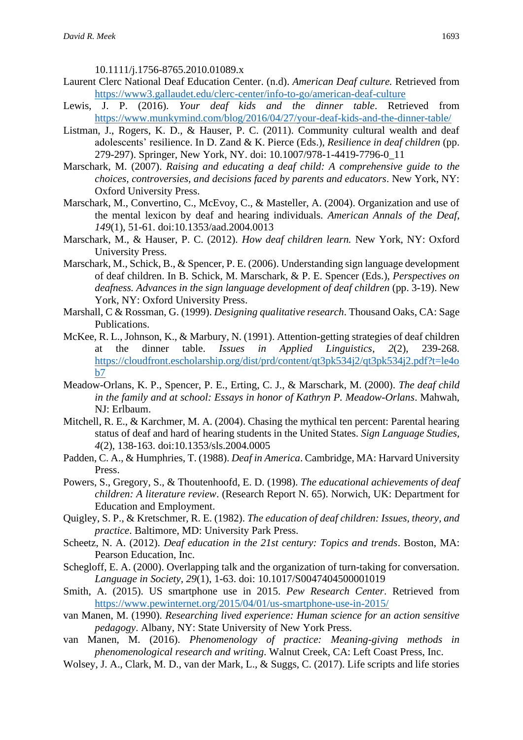10.1111/j.1756-8765.2010.01089.x

Laurent Clerc National Deaf Education Center. (n.d). *American Deaf culture.* Retrieved from https://www3.gallaudet.edu/clerc-center/info-to-go/american-deaf-culture

Lewis, J. P. (2016). *Your deaf kids and the dinner table*. Retrieved from https://www.munkymind.com/blog/2016/04/27/your-deaf-kids-and-the-dinner-table/

Listman, J., Rogers, K. D., & Hauser, P. C. (2011). Community cultural wealth and deaf adolescents' resilience. In D. Zand & K. Pierce (Eds.), *Resilience in deaf children* (pp. 279-297). Springer, New York, NY. doi: 10.1007/978-1-4419-7796-0_11

Marschark, M. (2007). *Raising and educating a deaf child: A comprehensive guide to the choices, controversies, and decisions faced by parents and educators*. New York, NY: Oxford University Press.

Marschark, M., Convertino, C., McEvoy, C., & Masteller, A. (2004). Organization and use of the mental lexicon by deaf and hearing individuals. *American Annals of the Deaf*, *149*(1), 51-61. doi:10.1353/aad.2004.0013

Marschark, M., & Hauser, P. C. (2012). *How deaf children learn.* New York, NY: Oxford University Press.

Marschark, M., Schick, B., & Spencer, P. E. (2006). Understanding sign language development of deaf children. In B. Schick, M. Marschark, & P. E. Spencer (Eds.), *Perspectives on deafness. Advances in the sign language development of deaf children* (pp. 3-19). New York, NY: Oxford University Press.

Marshall, C & Rossman, G. (1999). *Designing qualitative research*. Thousand Oaks, CA: Sage Publications.

McKee, R. L., Johnson, K., & Marbury, N. (1991). Attention-getting strategies of deaf children at the dinner table. *Issues in Applied Linguistics*, *2*(2), 239-268. https://cloudfront.escholarship.org/dist/prd/content/qt3pk534j2/qt3pk534j2.pdf?t=le4ob7

Meadow-Orlans, K. P., Spencer, P. E., Erting, C. J., & Marschark, M. (2000). *The deaf child in the family and at school: Essays in honor of Kathryn P. Meadow-Orlans*. Mahwah, NJ: Erlbaum.

Mitchell, R. E., & Karchmer, M. A. (2004). Chasing the mythical ten percent: Parental hearing status of deaf and hard of hearing students in the United States. *Sign Language Studies, 4*(2), 138-163. doi:10.1353/sls.2004.0005

Padden, C. A., & Humphries, T. (1988). *Deaf in America*. Cambridge, MA: Harvard University Press.

Powers, S., Gregory, S., & Thoutenhoofd, E. D. (1998). *The educational achievements of deaf children: A literature review*. (Research Report N. 65). Norwich, UK: Department for Education and Employment.

Quigley, S. P., & Kretschmer, R. E. (1982). *The education of deaf children: Issues, theory, and practice*. Baltimore, MD: University Park Press.

Scheetz, N. A. (2012). *Deaf education in the 21st century: Topics and trends*. Boston, MA: Pearson Education, Inc.

Schegloff, E. A. (2000). Overlapping talk and the organization of turn-taking for conversation. *Language in Society, 29*(1), 1-63. doi: 10.1017/S0047404500001019

Smith, A. (2015). US smartphone use in 2015. *Pew Research Center*. Retrieved from https://www.pewinternet.org/2015/04/01/us-smartphone-use-in-2015/

van Manen, M. (1990). *Researching lived experience: Human science for an action sensitive pedagogy*. Albany, NY: State University of New York Press.

van Manen, M. (2016). *Phenomenology of practice: Meaning-giving methods in phenomenological research and writing*. Walnut Creek, CA: Left Coast Press, Inc.

Wolsey, J. A., Clark, M. D., van der Mark, L., & Suggs, C. (2017). Life scripts and life stories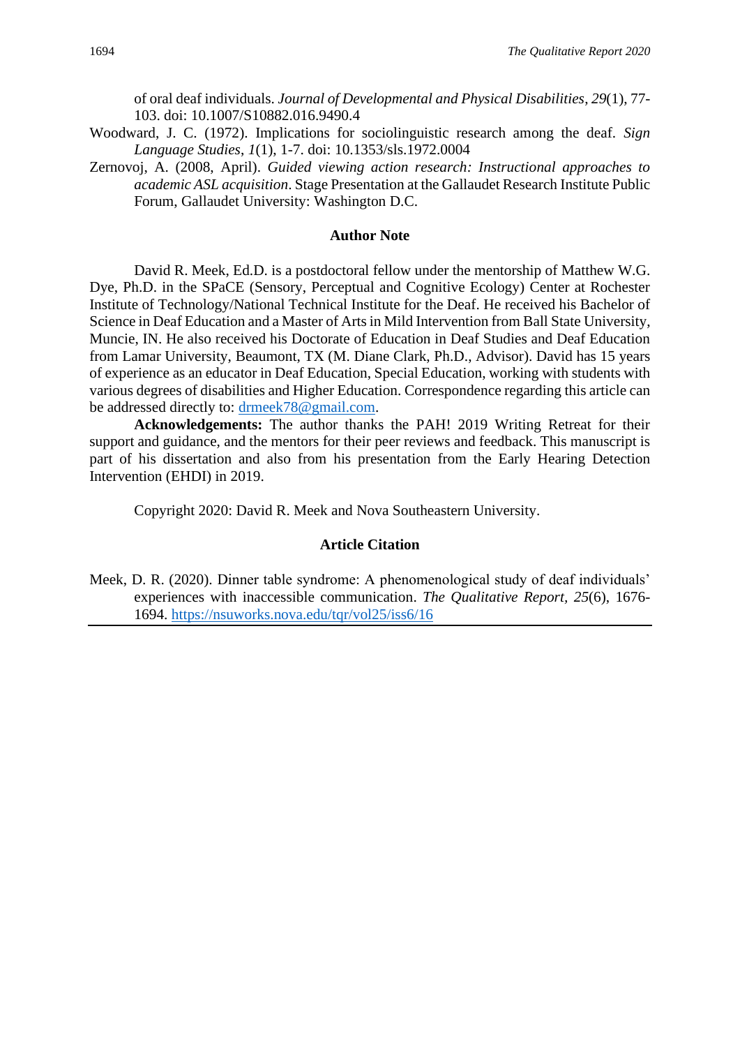of oral deaf individuals. *Journal of Developmental and Physical Disabilities*, *29*(1), 77-103. doi: 10.1007/S10882.016.9490.4

Woodward, J. C. (1972). Implications for sociolinguistic research among the deaf. *Sign Language Studies*, *1*(1), 1-7. doi: 10.1353/sls.1972.0004

Zernovoj, A. (2008, April). *Guided viewing action research: Instructional approaches to academic ASL acquisition*. Stage Presentation at the Gallaudet Research Institute Public Forum, Gallaudet University: Washington D.C.

## Author Note

David R. Meek, Ed.D. is a postdoctoral fellow under the mentorship of Matthew W.G. Dye, Ph.D. in the SPaCE (Sensory, Perceptual and Cognitive Ecology) Center at Rochester Institute of Technology/National Technical Institute for the Deaf. He received his Bachelor of Science in Deaf Education and a Master of Arts in Mild Intervention from Ball State University, Muncie, IN. He also received his Doctorate of Education in Deaf Studies and Deaf Education from Lamar University, Beaumont, TX (M. Diane Clark, Ph.D., Advisor). David has 15 years of experience as an educator in Deaf Education, Special Education, working with students with various degrees of disabilities and Higher Education. Correspondence regarding this article can be addressed directly to: drmeek78@gmail.com.

**Acknowledgements:** The author thanks the PAH! 2019 Writing Retreat for their support and guidance, and the mentors for their peer reviews and feedback. This manuscript is part of his dissertation and also from his presentation from the Early Hearing Detection Intervention (EHDI) in 2019.

Copyright 2020: David R. Meek and Nova Southeastern University.

## Article Citation

Meek, D. R. (2020). Dinner table syndrome: A phenomenological study of deaf individuals' experiences with inaccessible communication. *The Qualitative Report*, *25*(6), 1676-1694. https://nsuworks.nova.edu/tqr/vol25/iss6/16